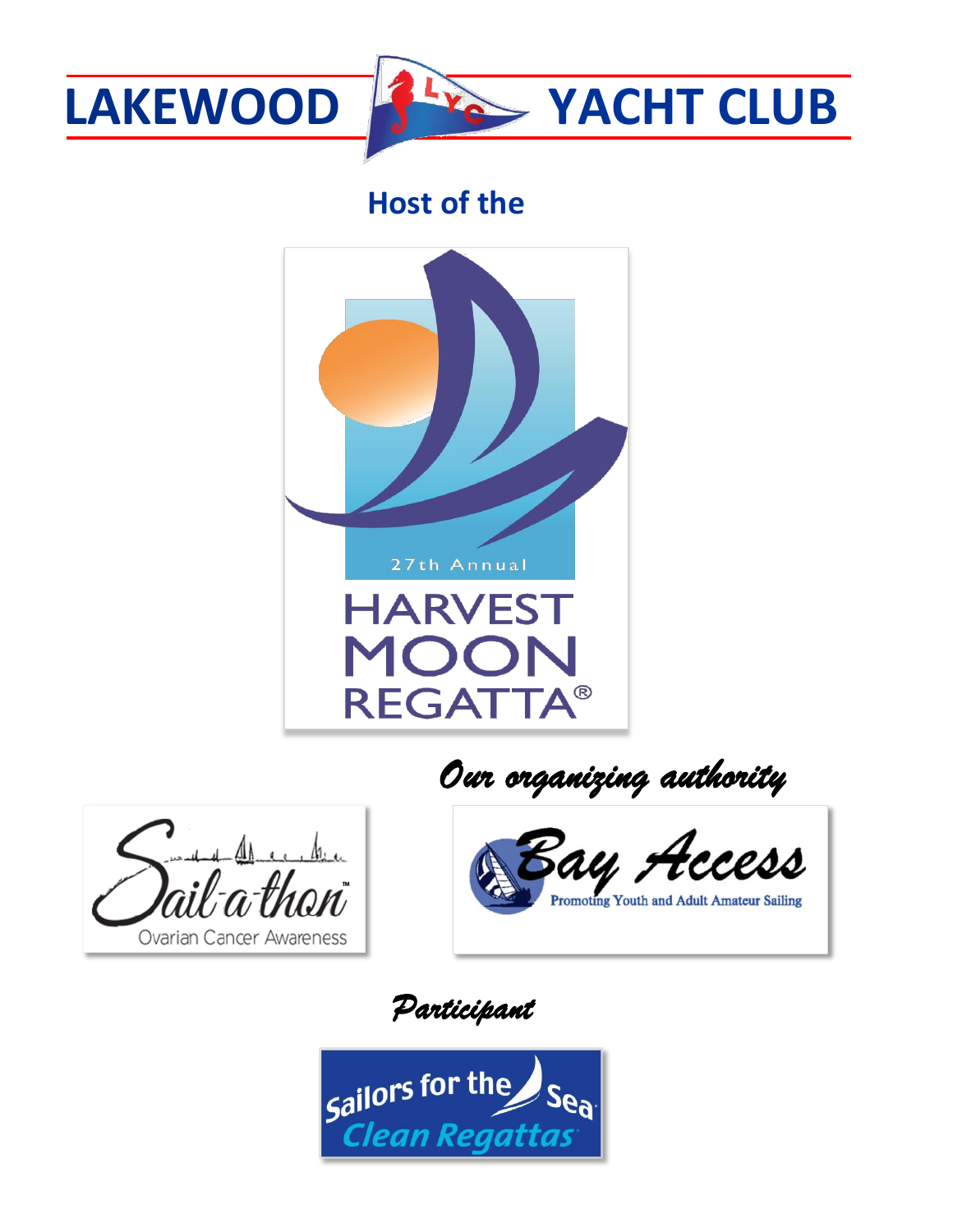# LAKEWOOD YACHT CLUB

## Host of the

27th Annual

# HARVEST MOON REGATTA®

*Our organizing authority*

Sail-a-thon™
Ovarian Cancer Awareness

Bay Access
Promoting Youth and Adult Amateur Sailing

*Participant*

Sailors for the Sea
Clean Regattas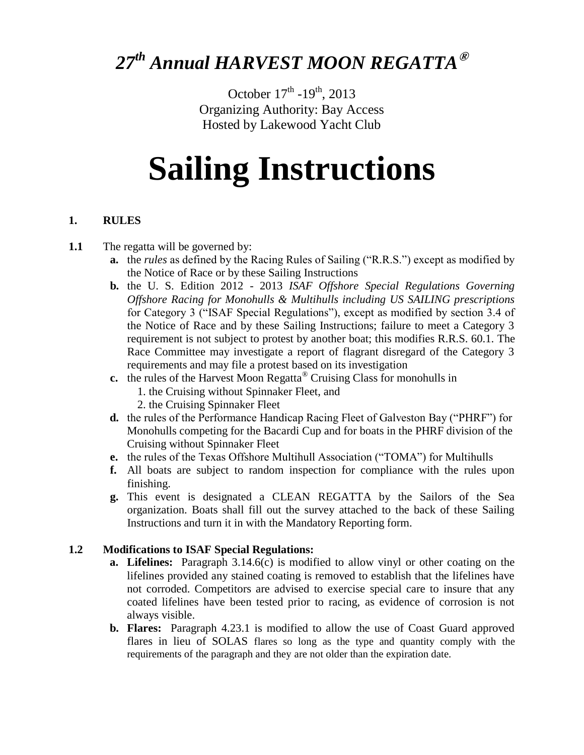# *27th Annual HARVEST MOON REGATTA®*

October 17th -19th, 2013
Organizing Authority: Bay Access
Hosted by Lakewood Yacht Club

# Sailing Instructions

## 1. RULES

**1.1** The regatta will be governed by:

- **a.** the *rules* as defined by the Racing Rules of Sailing ("R.R.S.") except as modified by the Notice of Race or by these Sailing Instructions
- **b.** the U. S. Edition 2012 - 2013 *ISAF Offshore Special Regulations Governing Offshore Racing for Monohulls & Multihulls including US SAILING prescriptions* for Category 3 ("ISAF Special Regulations"), except as modified by section 3.4 of the Notice of Race and by these Sailing Instructions; failure to meet a Category 3 requirement is not subject to protest by another boat; this modifies R.R.S. 60.1. The Race Committee may investigate a report of flagrant disregard of the Category 3 requirements and may file a protest based on its investigation
- **c.** the rules of the Harvest Moon Regatta® Cruising Class for monohulls in
  1. the Cruising without Spinnaker Fleet, and
  2. the Cruising Spinnaker Fleet
- **d.** the rules of the Performance Handicap Racing Fleet of Galveston Bay ("PHRF") for Monohulls competing for the Bacardi Cup and for boats in the PHRF division of the Cruising without Spinnaker Fleet
- **e.** the rules of the Texas Offshore Multihull Association ("TOMA") for Multihulls
- **f.** All boats are subject to random inspection for compliance with the rules upon finishing.
- **g.** This event is designated a CLEAN REGATTA by the Sailors of the Sea organization. Boats shall fill out the survey attached to the back of these Sailing Instructions and turn it in with the Mandatory Reporting form.

**1.2 Modifications to ISAF Special Regulations:**

- **a. Lifelines:** Paragraph 3.14.6(c) is modified to allow vinyl or other coating on the lifelines provided any stained coating is removed to establish that the lifelines have not corroded. Competitors are advised to exercise special care to insure that any coated lifelines have been tested prior to racing, as evidence of corrosion is not always visible.
- **b. Flares:** Paragraph 4.23.1 is modified to allow the use of Coast Guard approved flares in lieu of SOLAS flares so long as the type and quantity comply with the requirements of the paragraph and they are not older than the expiration date.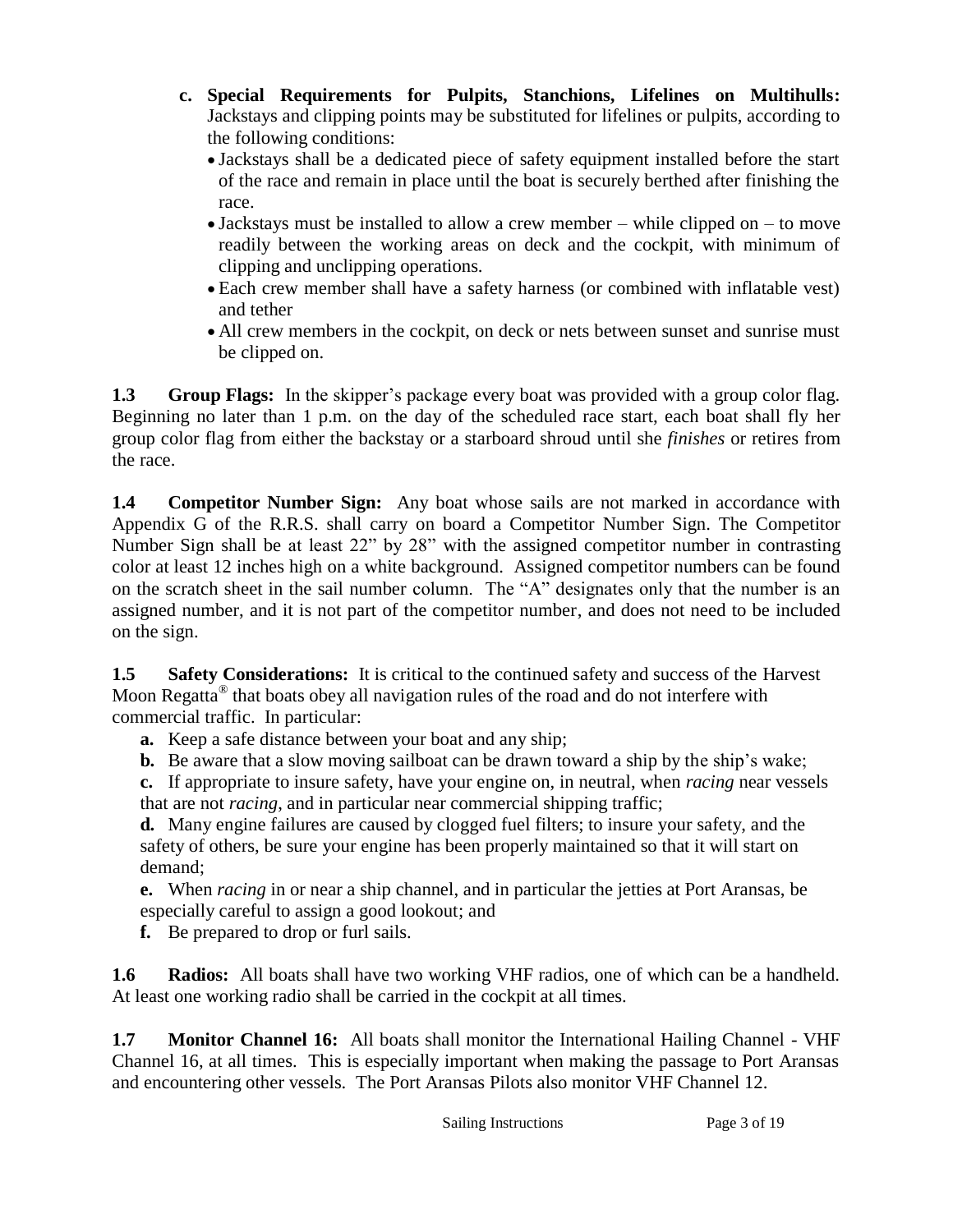**c. Special Requirements for Pulpits, Stanchions, Lifelines on Multihulls:** Jackstays and clipping points may be substituted for lifelines or pulpits, according to the following conditions:

- Jackstays shall be a dedicated piece of safety equipment installed before the start of the race and remain in place until the boat is securely berthed after finishing the race.
- Jackstays must be installed to allow a crew member – while clipped on – to move readily between the working areas on deck and the cockpit, with minimum of clipping and unclipping operations.
- Each crew member shall have a safety harness (or combined with inflatable vest) and tether
- All crew members in the cockpit, on deck or nets between sunset and sunrise must be clipped on.

**1.3 Group Flags:** In the skipper's package every boat was provided with a group color flag. Beginning no later than 1 p.m. on the day of the scheduled race start, each boat shall fly her group color flag from either the backstay or a starboard shroud until she *finishes* or retires from the race.

**1.4 Competitor Number Sign:** Any boat whose sails are not marked in accordance with Appendix G of the R.R.S. shall carry on board a Competitor Number Sign. The Competitor Number Sign shall be at least 22" by 28" with the assigned competitor number in contrasting color at least 12 inches high on a white background. Assigned competitor numbers can be found on the scratch sheet in the sail number column. The "A" designates only that the number is an assigned number, and it is not part of the competitor number, and does not need to be included on the sign.

**1.5 Safety Considerations:** It is critical to the continued safety and success of the Harvest Moon Regatta® that boats obey all navigation rules of the road and do not interfere with commercial traffic. In particular:

**a.** Keep a safe distance between your boat and any ship;

**b.** Be aware that a slow moving sailboat can be drawn toward a ship by the ship's wake;

**c.** If appropriate to insure safety, have your engine on, in neutral, when *racing* near vessels that are not *racing*, and in particular near commercial shipping traffic;

**d.** Many engine failures are caused by clogged fuel filters; to insure your safety, and the safety of others, be sure your engine has been properly maintained so that it will start on demand;

**e.** When *racing* in or near a ship channel, and in particular the jetties at Port Aransas, be especially careful to assign a good lookout; and

**f.** Be prepared to drop or furl sails.

**1.6 Radios:** All boats shall have two working VHF radios, one of which can be a handheld. At least one working radio shall be carried in the cockpit at all times.

**1.7 Monitor Channel 16:** All boats shall monitor the International Hailing Channel - VHF Channel 16, at all times. This is especially important when making the passage to Port Aransas and encountering other vessels. The Port Aransas Pilots also monitor VHF Channel 12.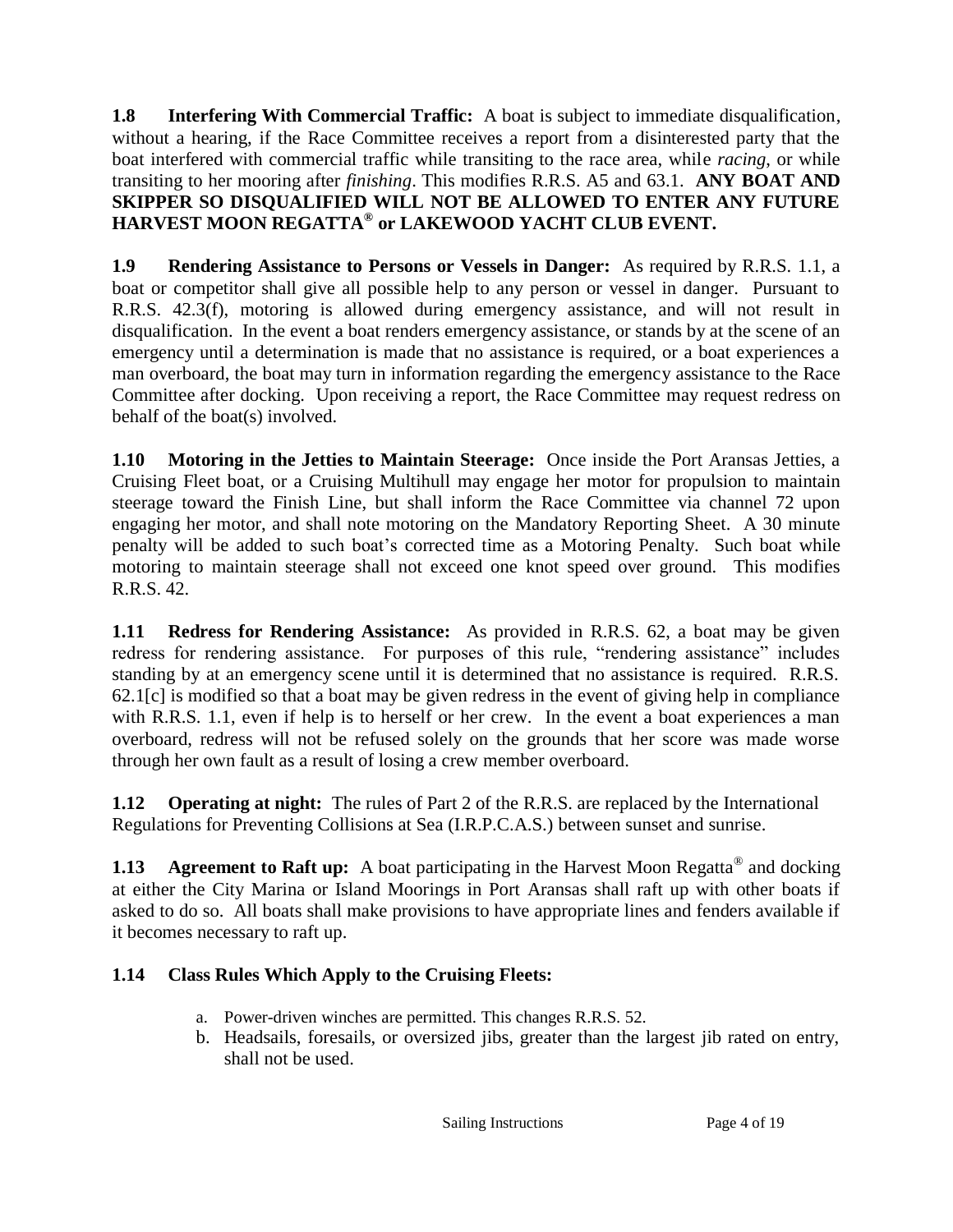**1.8 Interfering With Commercial Traffic:** A boat is subject to immediate disqualification, without a hearing, if the Race Committee receives a report from a disinterested party that the boat interfered with commercial traffic while transiting to the race area, while *racing*, or while transiting to her mooring after *finishing*. This modifies R.R.S. A5 and 63.1. **ANY BOAT AND SKIPPER SO DISQUALIFIED WILL NOT BE ALLOWED TO ENTER ANY FUTURE HARVEST MOON REGATTA® or LAKEWOOD YACHT CLUB EVENT.**

**1.9 Rendering Assistance to Persons or Vessels in Danger:** As required by R.R.S. 1.1, a boat or competitor shall give all possible help to any person or vessel in danger. Pursuant to R.R.S. 42.3(f), motoring is allowed during emergency assistance, and will not result in disqualification. In the event a boat renders emergency assistance, or stands by at the scene of an emergency until a determination is made that no assistance is required, or a boat experiences a man overboard, the boat may turn in information regarding the emergency assistance to the Race Committee after docking. Upon receiving a report, the Race Committee may request redress on behalf of the boat(s) involved.

**1.10 Motoring in the Jetties to Maintain Steerage:** Once inside the Port Aransas Jetties, a Cruising Fleet boat, or a Cruising Multihull may engage her motor for propulsion to maintain steerage toward the Finish Line, but shall inform the Race Committee via channel 72 upon engaging her motor, and shall note motoring on the Mandatory Reporting Sheet. A 30 minute penalty will be added to such boat's corrected time as a Motoring Penalty. Such boat while motoring to maintain steerage shall not exceed one knot speed over ground. This modifies R.R.S. 42.

**1.11 Redress for Rendering Assistance:** As provided in R.R.S. 62, a boat may be given redress for rendering assistance. For purposes of this rule, "rendering assistance" includes standing by at an emergency scene until it is determined that no assistance is required. R.R.S. 62.1[c] is modified so that a boat may be given redress in the event of giving help in compliance with R.R.S. 1.1, even if help is to herself or her crew. In the event a boat experiences a man overboard, redress will not be refused solely on the grounds that her score was made worse through her own fault as a result of losing a crew member overboard.

**1.12 Operating at night:** The rules of Part 2 of the R.R.S. are replaced by the International Regulations for Preventing Collisions at Sea (I.R.P.C.A.S.) between sunset and sunrise.

**1.13 Agreement to Raft up:** A boat participating in the Harvest Moon Regatta® and docking at either the City Marina or Island Moorings in Port Aransas shall raft up with other boats if asked to do so. All boats shall make provisions to have appropriate lines and fenders available if it becomes necessary to raft up.

**1.14 Class Rules Which Apply to the Cruising Fleets:**

a. Power-driven winches are permitted. This changes R.R.S. 52.
b. Headsails, foresails, or oversized jibs, greater than the largest jib rated on entry, shall not be used.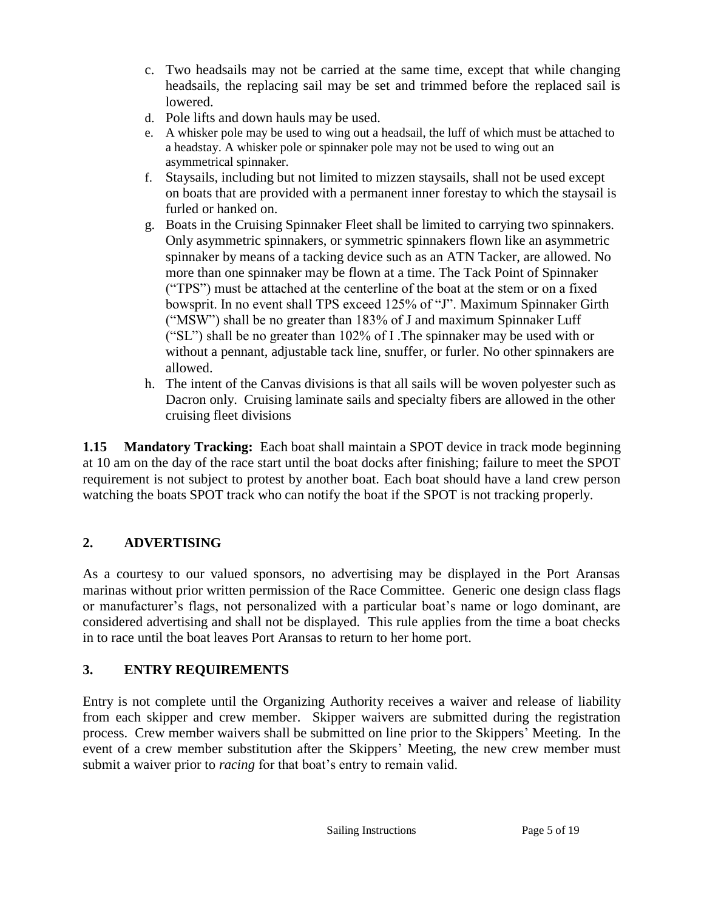c. Two headsails may not be carried at the same time, except that while changing headsails, the replacing sail may be set and trimmed before the replaced sail is lowered.
d. Pole lifts and down hauls may be used.
e. A whisker pole may be used to wing out a headsail, the luff of which must be attached to a headstay. A whisker pole or spinnaker pole may not be used to wing out an asymmetrical spinnaker.
f. Staysails, including but not limited to mizzen staysails, shall not be used except on boats that are provided with a permanent inner forestay to which the staysail is furled or hanked on.
g. Boats in the Cruising Spinnaker Fleet shall be limited to carrying two spinnakers. Only asymmetric spinnakers, or symmetric spinnakers flown like an asymmetric spinnaker by means of a tacking device such as an ATN Tacker, are allowed. No more than one spinnaker may be flown at a time. The Tack Point of Spinnaker ("TPS") must be attached at the centerline of the boat at the stem or on a fixed bowsprit. In no event shall TPS exceed 125% of "J". Maximum Spinnaker Girth ("MSW") shall be no greater than 183% of J and maximum Spinnaker Luff ("SL") shall be no greater than 102% of I .The spinnaker may be used with or without a pennant, adjustable tack line, snuffer, or furler. No other spinnakers are allowed.
h. The intent of the Canvas divisions is that all sails will be woven polyester such as Dacron only. Cruising laminate sails and specialty fibers are allowed in the other cruising fleet divisions

**1.15 Mandatory Tracking:** Each boat shall maintain a SPOT device in track mode beginning at 10 am on the day of the race start until the boat docks after finishing; failure to meet the SPOT requirement is not subject to protest by another boat. Each boat should have a land crew person watching the boats SPOT track who can notify the boat if the SPOT is not tracking properly.

## 2. ADVERTISING

As a courtesy to our valued sponsors, no advertising may be displayed in the Port Aransas marinas without prior written permission of the Race Committee. Generic one design class flags or manufacturer's flags, not personalized with a particular boat's name or logo dominant, are considered advertising and shall not be displayed. This rule applies from the time a boat checks in to race until the boat leaves Port Aransas to return to her home port.

## 3. ENTRY REQUIREMENTS

Entry is not complete until the Organizing Authority receives a waiver and release of liability from each skipper and crew member. Skipper waivers are submitted during the registration process. Crew member waivers shall be submitted on line prior to the Skippers' Meeting. In the event of a crew member substitution after the Skippers' Meeting, the new crew member must submit a waiver prior to *racing* for that boat's entry to remain valid.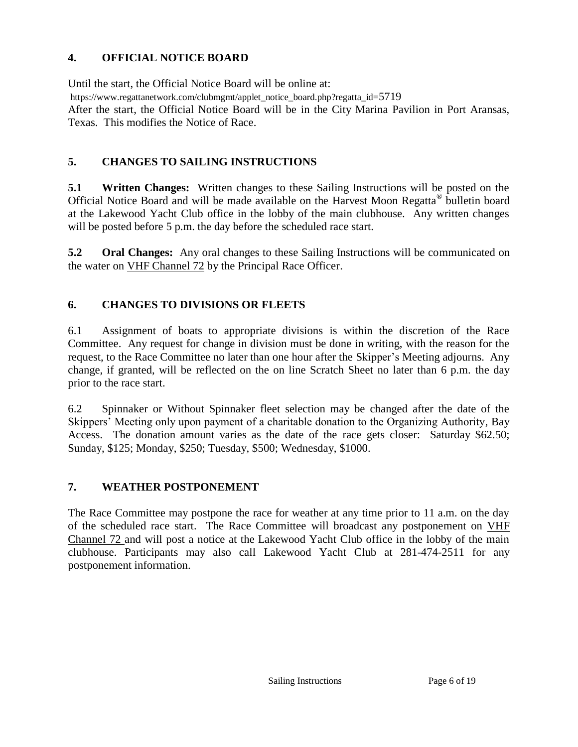## 4. OFFICIAL NOTICE BOARD

Until the start, the Official Notice Board will be online at:
https://www.regattanetwork.com/clubmgmt/applet_notice_board.php?regatta_id=5719
After the start, the Official Notice Board will be in the City Marina Pavilion in Port Aransas, Texas. This modifies the Notice of Race.

## 5. CHANGES TO SAILING INSTRUCTIONS

**5.1 Written Changes:** Written changes to these Sailing Instructions will be posted on the Official Notice Board and will be made available on the Harvest Moon Regatta® bulletin board at the Lakewood Yacht Club office in the lobby of the main clubhouse. Any written changes will be posted before 5 p.m. the day before the scheduled race start.

**5.2 Oral Changes:** Any oral changes to these Sailing Instructions will be communicated on the water on VHF Channel 72 by the Principal Race Officer.

## 6. CHANGES TO DIVISIONS OR FLEETS

6.1 Assignment of boats to appropriate divisions is within the discretion of the Race Committee. Any request for change in division must be done in writing, with the reason for the request, to the Race Committee no later than one hour after the Skipper's Meeting adjourns. Any change, if granted, will be reflected on the on line Scratch Sheet no later than 6 p.m. the day prior to the race start.

6.2 Spinnaker or Without Spinnaker fleet selection may be changed after the date of the Skippers' Meeting only upon payment of a charitable donation to the Organizing Authority, Bay Access. The donation amount varies as the date of the race gets closer: Saturday $62.50; Sunday, $125; Monday, $250; Tuesday, $500; Wednesday, $1000.

## 7. WEATHER POSTPONEMENT

The Race Committee may postpone the race for weather at any time prior to 11 a.m. on the day of the scheduled race start. The Race Committee will broadcast any postponement on VHF Channel 72 and will post a notice at the Lakewood Yacht Club office in the lobby of the main clubhouse. Participants may also call Lakewood Yacht Club at 281-474-2511 for any postponement information.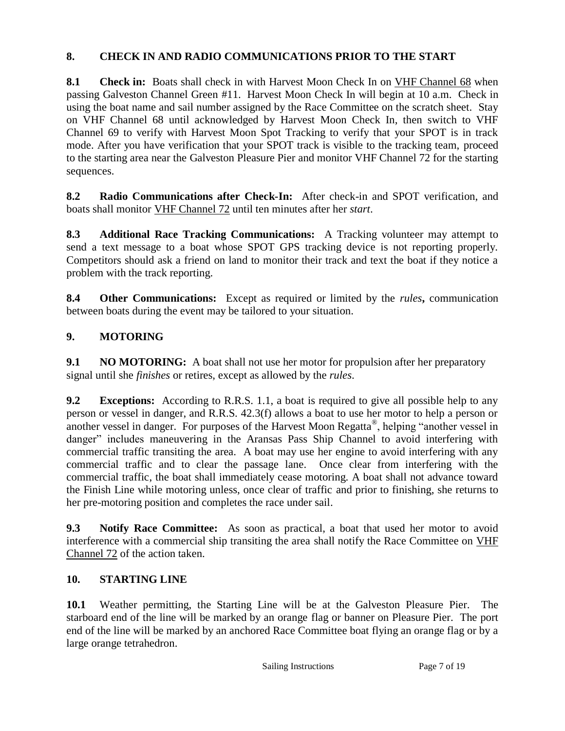## 8. CHECK IN AND RADIO COMMUNICATIONS PRIOR TO THE START

**8.1 Check in:** Boats shall check in with Harvest Moon Check In on VHF Channel 68 when passing Galveston Channel Green #11. Harvest Moon Check In will begin at 10 a.m. Check in using the boat name and sail number assigned by the Race Committee on the scratch sheet. Stay on VHF Channel 68 until acknowledged by Harvest Moon Check In, then switch to VHF Channel 69 to verify with Harvest Moon Spot Tracking to verify that your SPOT is in track mode. After you have verification that your SPOT track is visible to the tracking team, proceed to the starting area near the Galveston Pleasure Pier and monitor VHF Channel 72 for the starting sequences.

**8.2 Radio Communications after Check-In:** After check-in and SPOT verification, and boats shall monitor VHF Channel 72 until ten minutes after her *start*.

**8.3 Additional Race Tracking Communications:** A Tracking volunteer may attempt to send a text message to a boat whose SPOT GPS tracking device is not reporting properly. Competitors should ask a friend on land to monitor their track and text the boat if they notice a problem with the track reporting.

**8.4 Other Communications:** Except as required or limited by the *rules***,** communication between boats during the event may be tailored to your situation.

## 9. MOTORING

**9.1 NO MOTORING:** A boat shall not use her motor for propulsion after her preparatory signal until she *finishes* or retires, except as allowed by the *rules*.

**9.2 Exceptions:** According to R.R.S. 1.1, a boat is required to give all possible help to any person or vessel in danger, and R.R.S. 42.3(f) allows a boat to use her motor to help a person or another vessel in danger. For purposes of the Harvest Moon Regatta®, helping "another vessel in danger" includes maneuvering in the Aransas Pass Ship Channel to avoid interfering with commercial traffic transiting the area. A boat may use her engine to avoid interfering with any commercial traffic and to clear the passage lane. Once clear from interfering with the commercial traffic, the boat shall immediately cease motoring. A boat shall not advance toward the Finish Line while motoring unless, once clear of traffic and prior to finishing, she returns to her pre-motoring position and completes the race under sail.

**9.3 Notify Race Committee:** As soon as practical, a boat that used her motor to avoid interference with a commercial ship transiting the area shall notify the Race Committee on VHF Channel 72 of the action taken.

## 10. STARTING LINE

**10.1** Weather permitting, the Starting Line will be at the Galveston Pleasure Pier. The starboard end of the line will be marked by an orange flag or banner on Pleasure Pier. The port end of the line will be marked by an anchored Race Committee boat flying an orange flag or by a large orange tetrahedron.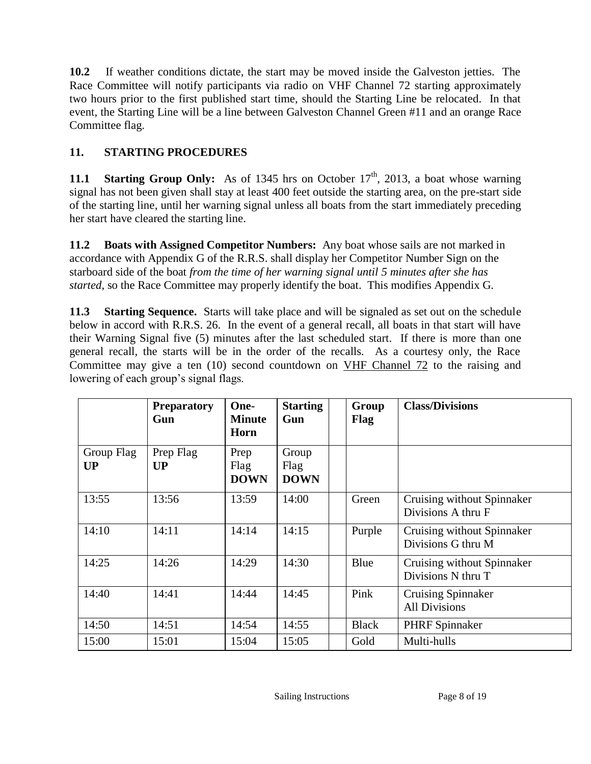**10.2** If weather conditions dictate, the start may be moved inside the Galveston jetties. The Race Committee will notify participants via radio on VHF Channel 72 starting approximately two hours prior to the first published start time, should the Starting Line be relocated. In that event, the Starting Line will be a line between Galveston Channel Green #11 and an orange Race Committee flag.

## 11. STARTING PROCEDURES

**11.1 Starting Group Only:** As of 1345 hrs on October 17th, 2013, a boat whose warning signal has not been given shall stay at least 400 feet outside the starting area, on the pre-start side of the starting line, until her warning signal unless all boats from the start immediately preceding her start have cleared the starting line.

**11.2 Boats with Assigned Competitor Numbers:** Any boat whose sails are not marked in accordance with Appendix G of the R.R.S. shall display her Competitor Number Sign on the starboard side of the boat *from the time of her warning signal until 5 minutes after she has started*, so the Race Committee may properly identify the boat. This modifies Appendix G.

**11.3 Starting Sequence.** Starts will take place and will be signaled as set out on the schedule below in accord with R.R.S. 26. In the event of a general recall, all boats in that start will have their Warning Signal five (5) minutes after the last scheduled start. If there is more than one general recall, the starts will be in the order of the recalls. As a courtesy only, the Race Committee may give a ten (10) second countdown on VHF Channel 72 to the raising and lowering of each group's signal flags.

| | **Preparatory Gun** | **One-Minute Horn** | **Starting Gun** | | **Group Flag** | **Class/Divisions** |
|---|---|---|---|---|---|---|
| Group Flag **UP** | Prep Flag **UP** | Prep Flag **DOWN** | Group Flag **DOWN** | | | |
| 13:55 | 13:56 | 13:59 | 14:00 | | Green | Cruising without Spinnaker Divisions A thru F |
| 14:10 | 14:11 | 14:14 | 14:15 | | Purple | Cruising without Spinnaker Divisions G thru M |
| 14:25 | 14:26 | 14:29 | 14:30 | | Blue | Cruising without Spinnaker Divisions N thru T |
| 14:40 | 14:41 | 14:44 | 14:45 | | Pink | Cruising Spinnaker All Divisions |
| 14:50 | 14:51 | 14:54 | 14:55 | | Black | PHRF Spinnaker |
| 15:00 | 15:01 | 15:04 | 15:05 | | Gold | Multi-hulls |

Sailing Instructions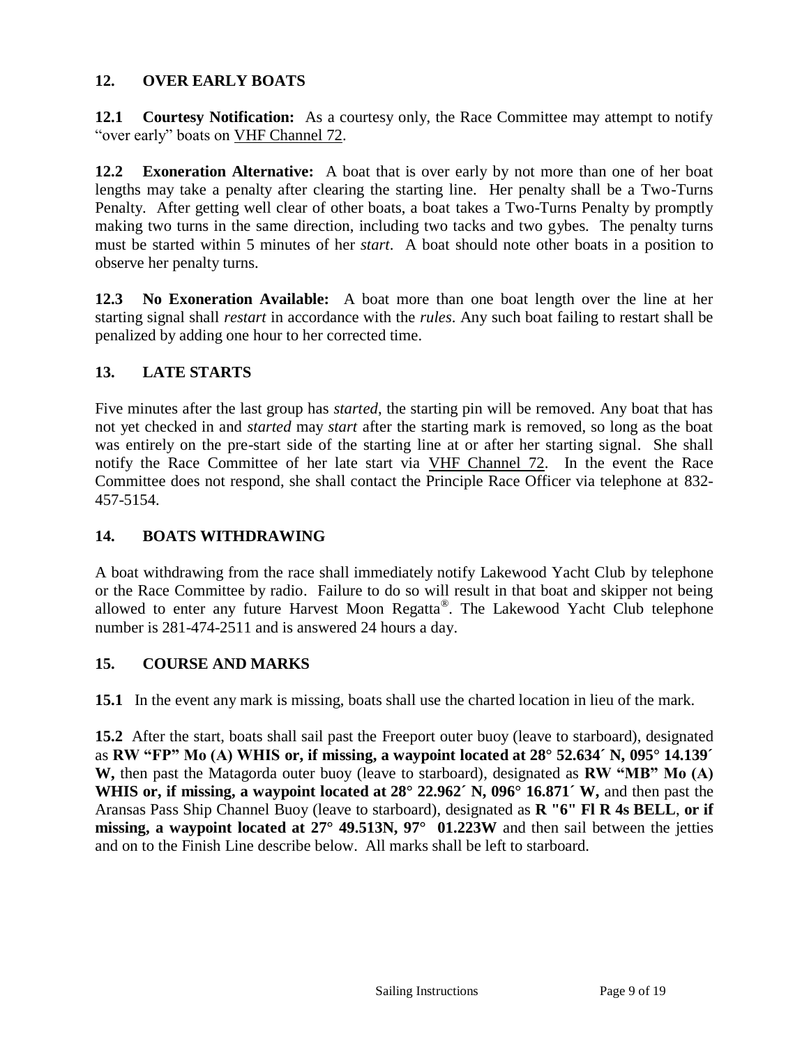## 12. OVER EARLY BOATS

**12.1 Courtesy Notification:** As a courtesy only, the Race Committee may attempt to notify "over early" boats on VHF Channel 72.

**12.2 Exoneration Alternative:** A boat that is over early by not more than one of her boat lengths may take a penalty after clearing the starting line. Her penalty shall be a Two-Turns Penalty. After getting well clear of other boats, a boat takes a Two-Turns Penalty by promptly making two turns in the same direction, including two tacks and two gybes. The penalty turns must be started within 5 minutes of her *start*. A boat should note other boats in a position to observe her penalty turns.

**12.3 No Exoneration Available:** A boat more than one boat length over the line at her starting signal shall *restart* in accordance with the *rules*. Any such boat failing to restart shall be penalized by adding one hour to her corrected time.

## 13. LATE STARTS

Five minutes after the last group has *started*, the starting pin will be removed. Any boat that has not yet checked in and *started* may *start* after the starting mark is removed, so long as the boat was entirely on the pre-start side of the starting line at or after her starting signal. She shall notify the Race Committee of her late start via VHF Channel 72. In the event the Race Committee does not respond, she shall contact the Principle Race Officer via telephone at 832-457-5154.

## 14. BOATS WITHDRAWING

A boat withdrawing from the race shall immediately notify Lakewood Yacht Club by telephone or the Race Committee by radio. Failure to do so will result in that boat and skipper not being allowed to enter any future Harvest Moon Regatta®. The Lakewood Yacht Club telephone number is 281-474-2511 and is answered 24 hours a day.

## 15. COURSE AND MARKS

**15.1** In the event any mark is missing, boats shall use the charted location in lieu of the mark.

**15.2** After the start, boats shall sail past the Freeport outer buoy (leave to starboard), designated as **RW "FP" Mo (A) WHIS or, if missing, a waypoint located at 28° 52.634´ N, 095° 14.139´ W,** then past the Matagorda outer buoy (leave to starboard), designated as **RW "MB" Mo (A) WHIS or, if missing, a waypoint located at 28° 22.962´ N, 096° 16.871´ W,** and then past the Aransas Pass Ship Channel Buoy (leave to starboard), designated as **R "6" Fl R 4s BELL**, **or if missing, a waypoint located at 27° 49.513N, 97° 01.223W** and then sail between the jetties and on to the Finish Line describe below. All marks shall be left to starboard.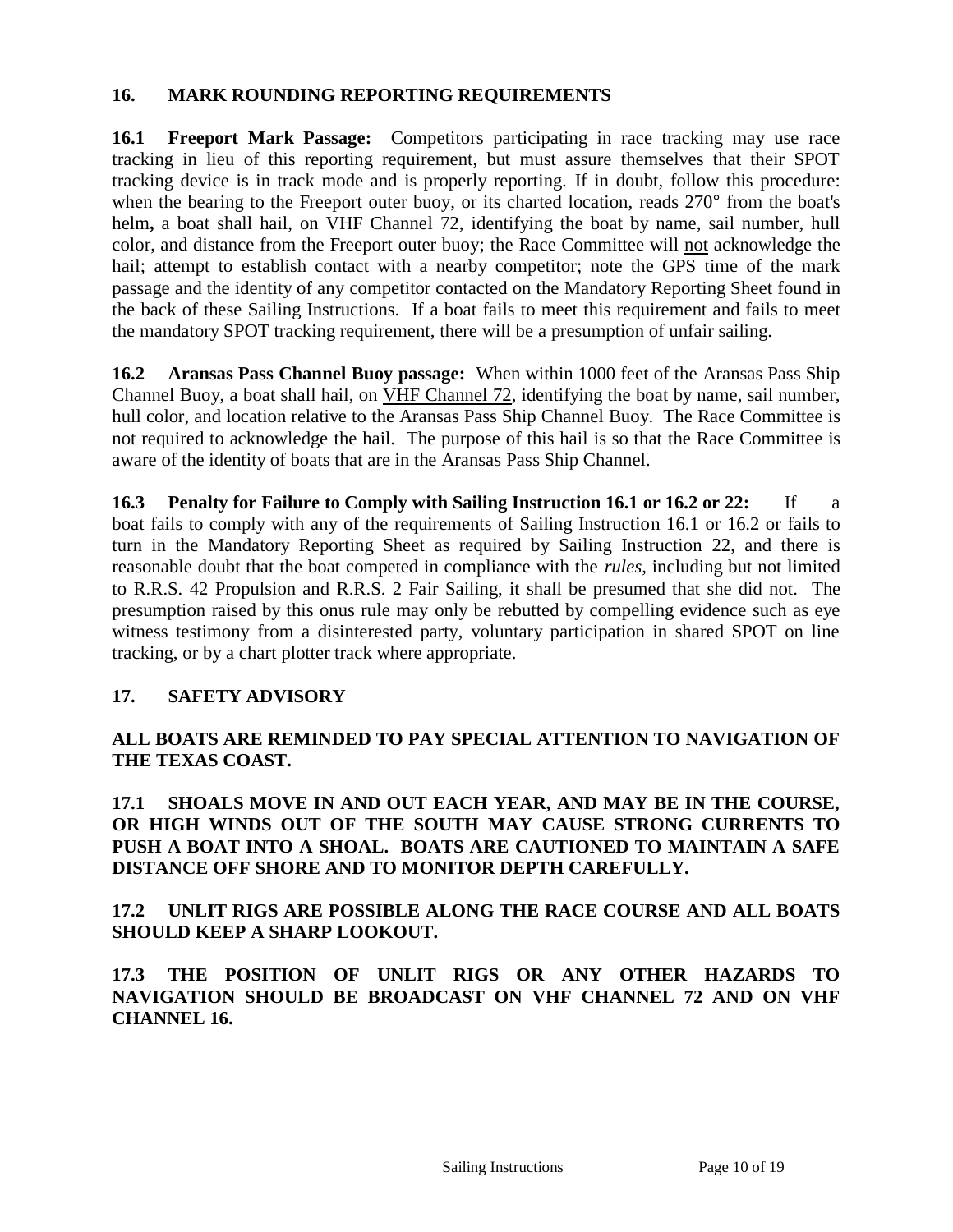## 16. MARK ROUNDING REPORTING REQUIREMENTS

**16.1 Freeport Mark Passage:** Competitors participating in race tracking may use race tracking in lieu of this reporting requirement, but must assure themselves that their SPOT tracking device is in track mode and is properly reporting. If in doubt, follow this procedure: when the bearing to the Freeport outer buoy, or its charted location, reads 270° from the boat's helm**,** a boat shall hail, on VHF Channel 72, identifying the boat by name, sail number, hull color, and distance from the Freeport outer buoy; the Race Committee will not acknowledge the hail; attempt to establish contact with a nearby competitor; note the GPS time of the mark passage and the identity of any competitor contacted on the Mandatory Reporting Sheet found in the back of these Sailing Instructions. If a boat fails to meet this requirement and fails to meet the mandatory SPOT tracking requirement, there will be a presumption of unfair sailing.

**16.2 Aransas Pass Channel Buoy passage:** When within 1000 feet of the Aransas Pass Ship Channel Buoy, a boat shall hail, on VHF Channel 72, identifying the boat by name, sail number, hull color, and location relative to the Aransas Pass Ship Channel Buoy. The Race Committee is not required to acknowledge the hail. The purpose of this hail is so that the Race Committee is aware of the identity of boats that are in the Aransas Pass Ship Channel.

**16.3 Penalty for Failure to Comply with Sailing Instruction 16.1 or 16.2 or 22:** If a boat fails to comply with any of the requirements of Sailing Instruction 16.1 or 16.2 or fails to turn in the Mandatory Reporting Sheet as required by Sailing Instruction 22, and there is reasonable doubt that the boat competed in compliance with the *rules*, including but not limited to R.R.S. 42 Propulsion and R.R.S. 2 Fair Sailing, it shall be presumed that she did not. The presumption raised by this onus rule may only be rebutted by compelling evidence such as eye witness testimony from a disinterested party, voluntary participation in shared SPOT on line tracking, or by a chart plotter track where appropriate.

## 17. SAFETY ADVISORY

**ALL BOATS ARE REMINDED TO PAY SPECIAL ATTENTION TO NAVIGATION OF THE TEXAS COAST.**

**17.1 SHOALS MOVE IN AND OUT EACH YEAR, AND MAY BE IN THE COURSE, OR HIGH WINDS OUT OF THE SOUTH MAY CAUSE STRONG CURRENTS TO PUSH A BOAT INTO A SHOAL. BOATS ARE CAUTIONED TO MAINTAIN A SAFE DISTANCE OFF SHORE AND TO MONITOR DEPTH CAREFULLY.**

**17.2 UNLIT RIGS ARE POSSIBLE ALONG THE RACE COURSE AND ALL BOATS SHOULD KEEP A SHARP LOOKOUT.**

**17.3 THE POSITION OF UNLIT RIGS OR ANY OTHER HAZARDS TO NAVIGATION SHOULD BE BROADCAST ON VHF CHANNEL 72 AND ON VHF CHANNEL 16.**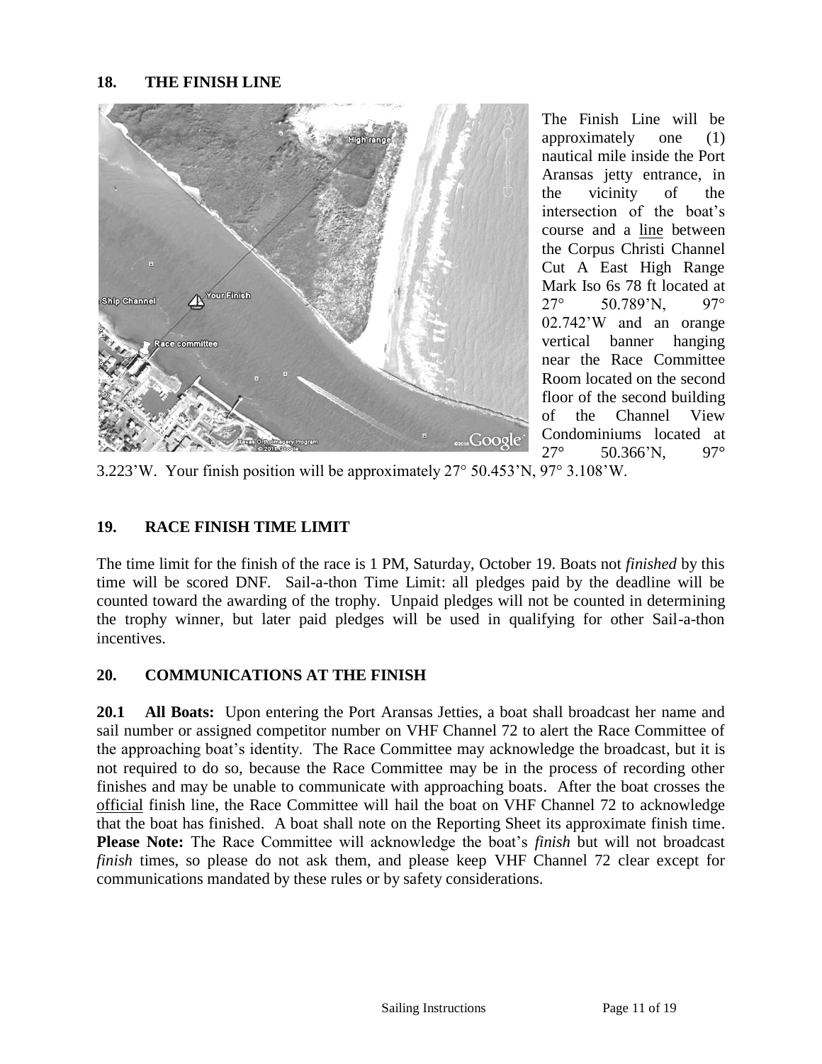## 18. THE FINISH LINE

The Finish Line will be approximately one (1) nautical mile inside the Port Aransas jetty entrance, in the vicinity of the intersection of the boat's course and a line between the Corpus Christi Channel Cut A East High Range Mark Iso 6s 78 ft located at 27° 50.789'N, 97° 02.742'W and an orange vertical banner hanging near the Race Committee Room located on the second floor of the second building of the Channel View Condominiums located at 27° 50.366'N, 97° 3.223'W. Your finish position will be approximately 27° 50.453'N, 97° 3.108'W.

## 19. RACE FINISH TIME LIMIT

The time limit for the finish of the race is 1 PM, Saturday, October 19. Boats not *finished* by this time will be scored DNF. Sail-a-thon Time Limit: all pledges paid by the deadline will be counted toward the awarding of the trophy. Unpaid pledges will not be counted in determining the trophy winner, but later paid pledges will be used in qualifying for other Sail-a-thon incentives.

## 20. COMMUNICATIONS AT THE FINISH

**20.1 All Boats:** Upon entering the Port Aransas Jetties, a boat shall broadcast her name and sail number or assigned competitor number on VHF Channel 72 to alert the Race Committee of the approaching boat's identity. The Race Committee may acknowledge the broadcast, but it is not required to do so, because the Race Committee may be in the process of recording other finishes and may be unable to communicate with approaching boats. After the boat crosses the official finish line, the Race Committee will hail the boat on VHF Channel 72 to acknowledge that the boat has finished. A boat shall note on the Reporting Sheet its approximate finish time. **Please Note:** The Race Committee will acknowledge the boat's *finish* but will not broadcast *finish* times, so please do not ask them, and please keep VHF Channel 72 clear except for communications mandated by these rules or by safety considerations.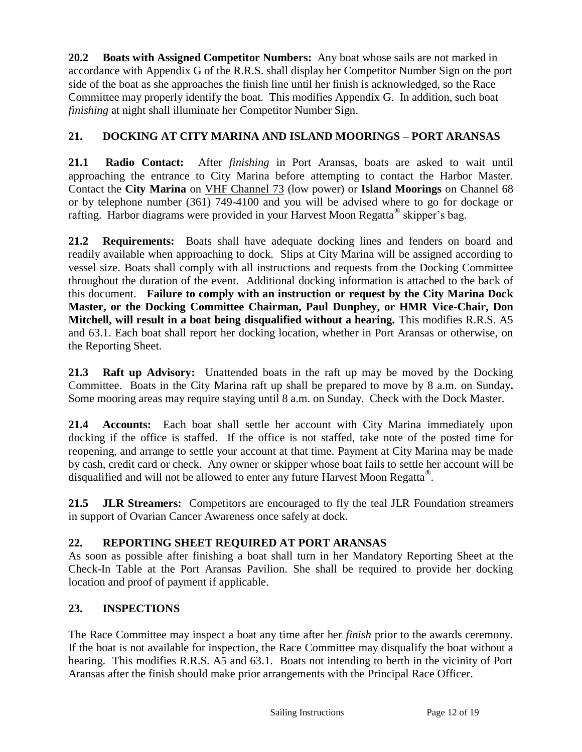**20.2 Boats with Assigned Competitor Numbers:** Any boat whose sails are not marked in accordance with Appendix G of the R.R.S. shall display her Competitor Number Sign on the port side of the boat as she approaches the finish line until her finish is acknowledged, so the Race Committee may properly identify the boat. This modifies Appendix G. In addition, such boat *finishing* at night shall illuminate her Competitor Number Sign.

## 21. DOCKING AT CITY MARINA AND ISLAND MOORINGS – PORT ARANSAS

**21.1 Radio Contact:** After *finishing* in Port Aransas, boats are asked to wait until approaching the entrance to City Marina before attempting to contact the Harbor Master. Contact the **City Marina** on VHF Channel 73 (low power) or **Island Moorings** on Channel 68 or by telephone number (361) 749-4100 and you will be advised where to go for dockage or rafting. Harbor diagrams were provided in your Harvest Moon Regatta® skipper's bag.

**21.2 Requirements:** Boats shall have adequate docking lines and fenders on board and readily available when approaching to dock. Slips at City Marina will be assigned according to vessel size. Boats shall comply with all instructions and requests from the Docking Committee throughout the duration of the event. Additional docking information is attached to the back of this document. **Failure to comply with an instruction or request by the City Marina Dock Master, or the Docking Committee Chairman, Paul Dunphey, or HMR Vice-Chair, Don Mitchell, will result in a boat being disqualified without a hearing.** This modifies R.R.S. A5 and 63.1. Each boat shall report her docking location, whether in Port Aransas or otherwise, on the Reporting Sheet.

**21.3 Raft up Advisory:** Unattended boats in the raft up may be moved by the Docking Committee. Boats in the City Marina raft up shall be prepared to move by 8 a.m. on Sunday**.** Some mooring areas may require staying until 8 a.m. on Sunday. Check with the Dock Master.

**21.4 Accounts:** Each boat shall settle her account with City Marina immediately upon docking if the office is staffed. If the office is not staffed, take note of the posted time for reopening, and arrange to settle your account at that time. Payment at City Marina may be made by cash, credit card or check. Any owner or skipper whose boat fails to settle her account will be disqualified and will not be allowed to enter any future Harvest Moon Regatta®.

**21.5 JLR Streamers:** Competitors are encouraged to fly the teal JLR Foundation streamers in support of Ovarian Cancer Awareness once safely at dock.

## 22. REPORTING SHEET REQUIRED AT PORT ARANSAS

As soon as possible after finishing a boat shall turn in her Mandatory Reporting Sheet at the Check-In Table at the Port Aransas Pavilion. She shall be required to provide her docking location and proof of payment if applicable.

## 23. INSPECTIONS

The Race Committee may inspect a boat any time after her *finish* prior to the awards ceremony. If the boat is not available for inspection, the Race Committee may disqualify the boat without a hearing. This modifies R.R.S. A5 and 63.1. Boats not intending to berth in the vicinity of Port Aransas after the finish should make prior arrangements with the Principal Race Officer.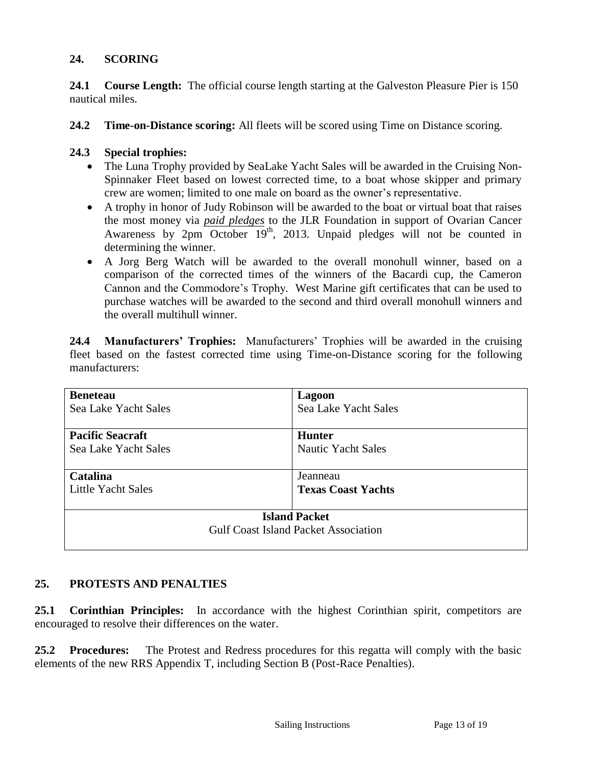## 24. SCORING

**24.1 Course Length:** The official course length starting at the Galveston Pleasure Pier is 150 nautical miles.

**24.2 Time-on-Distance scoring:** All fleets will be scored using Time on Distance scoring.

**24.3 Special trophies:**

- The Luna Trophy provided by SeaLake Yacht Sales will be awarded in the Cruising Non-Spinnaker Fleet based on lowest corrected time, to a boat whose skipper and primary crew are women; limited to one male on board as the owner's representative.
- A trophy in honor of Judy Robinson will be awarded to the boat or virtual boat that raises the most money via ***paid pledges*** to the JLR Foundation in support of Ovarian Cancer Awareness by 2pm October 19th, 2013. Unpaid pledges will not be counted in determining the winner.
- A Jorg Berg Watch will be awarded to the overall monohull winner, based on a comparison of the corrected times of the winners of the Bacardi cup, the Cameron Cannon and the Commodore's Trophy. West Marine gift certificates that can be used to purchase watches will be awarded to the second and third overall monohull winners and the overall multihull winner.

**24.4 Manufacturers' Trophies:** Manufacturers' Trophies will be awarded in the cruising fleet based on the fastest corrected time using Time-on-Distance scoring for the following manufacturers:

| | |
|---|---|
| **Beneteau**<br>Sea Lake Yacht Sales | **Lagoon**<br>Sea Lake Yacht Sales |
| **Pacific Seacraft**<br>Sea Lake Yacht Sales | **Hunter**<br>Nautic Yacht Sales |
| **Catalina**<br>Little Yacht Sales | Jeanneau<br>**Texas Coast Yachts** |
| **Island Packet**<br>Gulf Coast Island Packet Association | |

## 25. PROTESTS AND PENALTIES

**25.1 Corinthian Principles:** In accordance with the highest Corinthian spirit, competitors are encouraged to resolve their differences on the water.

**25.2 Procedures:** The Protest and Redress procedures for this regatta will comply with the basic elements of the new RRS Appendix T, including Section B (Post-Race Penalties).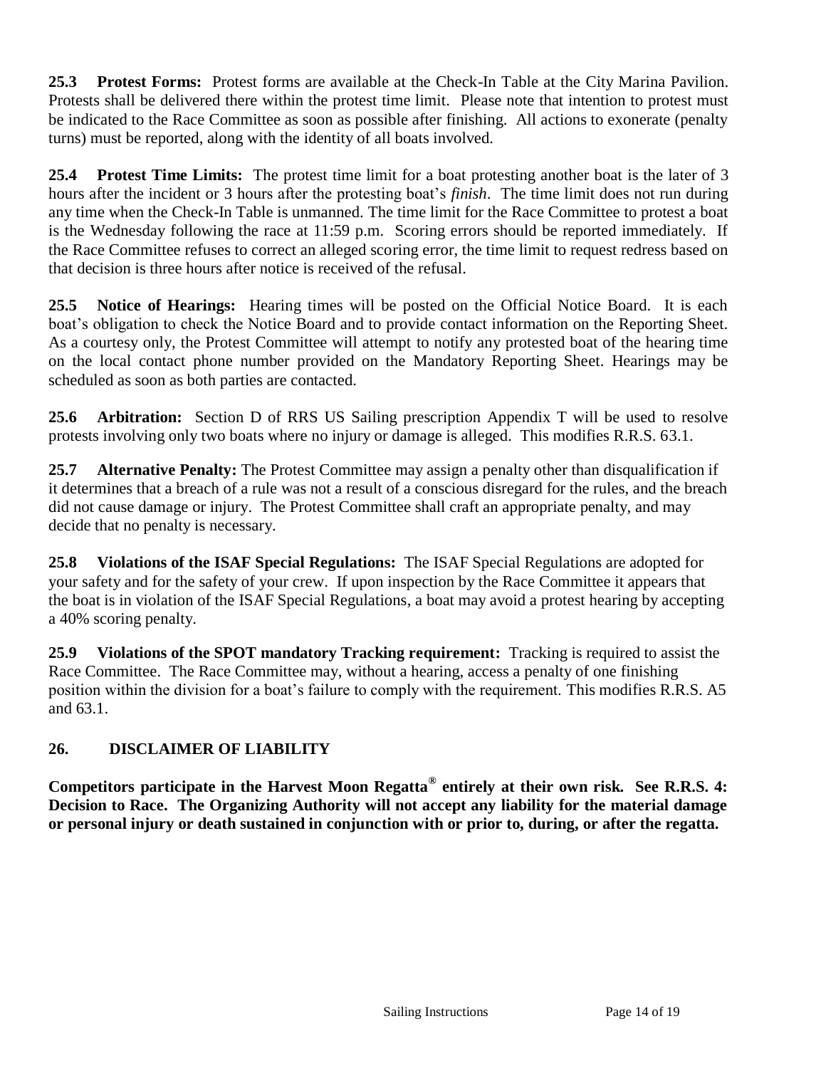**25.3 Protest Forms:** Protest forms are available at the Check-In Table at the City Marina Pavilion. Protests shall be delivered there within the protest time limit. Please note that intention to protest must be indicated to the Race Committee as soon as possible after finishing. All actions to exonerate (penalty turns) must be reported, along with the identity of all boats involved.

**25.4 Protest Time Limits:** The protest time limit for a boat protesting another boat is the later of 3 hours after the incident or 3 hours after the protesting boat's *finish*. The time limit does not run during any time when the Check-In Table is unmanned. The time limit for the Race Committee to protest a boat is the Wednesday following the race at 11:59 p.m. Scoring errors should be reported immediately. If the Race Committee refuses to correct an alleged scoring error, the time limit to request redress based on that decision is three hours after notice is received of the refusal.

**25.5 Notice of Hearings:** Hearing times will be posted on the Official Notice Board. It is each boat's obligation to check the Notice Board and to provide contact information on the Reporting Sheet. As a courtesy only, the Protest Committee will attempt to notify any protested boat of the hearing time on the local contact phone number provided on the Mandatory Reporting Sheet. Hearings may be scheduled as soon as both parties are contacted.

**25.6 Arbitration:** Section D of RRS US Sailing prescription Appendix T will be used to resolve protests involving only two boats where no injury or damage is alleged. This modifies R.R.S. 63.1.

**25.7 Alternative Penalty:** The Protest Committee may assign a penalty other than disqualification if it determines that a breach of a rule was not a result of a conscious disregard for the rules, and the breach did not cause damage or injury. The Protest Committee shall craft an appropriate penalty, and may decide that no penalty is necessary.

**25.8 Violations of the ISAF Special Regulations:** The ISAF Special Regulations are adopted for your safety and for the safety of your crew. If upon inspection by the Race Committee it appears that the boat is in violation of the ISAF Special Regulations, a boat may avoid a protest hearing by accepting a 40% scoring penalty.

**25.9 Violations of the SPOT mandatory Tracking requirement:** Tracking is required to assist the Race Committee. The Race Committee may, without a hearing, access a penalty of one finishing position within the division for a boat's failure to comply with the requirement. This modifies R.R.S. A5 and 63.1.

## 26. DISCLAIMER OF LIABILITY

**Competitors participate in the Harvest Moon Regatta® entirely at their own risk. See R.R.S. 4: Decision to Race. The Organizing Authority will not accept any liability for the material damage or personal injury or death sustained in conjunction with or prior to, during, or after the regatta.**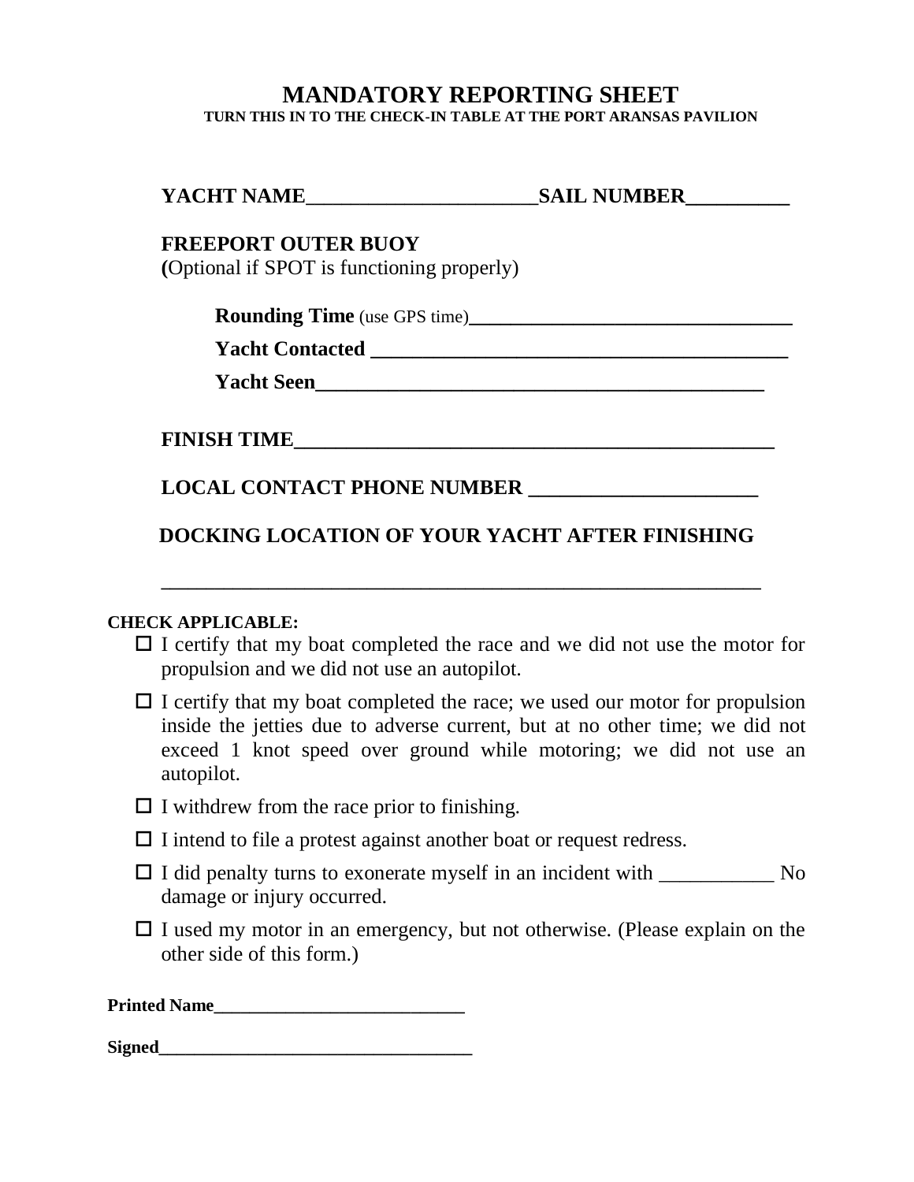# MANDATORY REPORTING SHEET

**TURN THIS IN TO THE CHECK-IN TABLE AT THE PORT ARANSAS PAVILION**

**YACHT NAME**______________________**SAIL NUMBER**__________

**FREEPORT OUTER BUOY**
**(**Optional if SPOT is functioning properly)

**Rounding Time** (use GPS time)________________________________

**Yacht Contacted** _________________________________________

**Yacht Seen**____________________________________________

**FINISH TIME**_______________________________________________

**LOCAL CONTACT PHONE NUMBER** ______________________

**DOCKING LOCATION OF YOUR YACHT AFTER FINISHING**

____________________________________________________________

**CHECK APPLICABLE:**

- ☐ I certify that my boat completed the race and we did not use the motor for propulsion and we did not use an autopilot.
- ☐ I certify that my boat completed the race; we used our motor for propulsion inside the jetties due to adverse current, but at no other time; we did not exceed 1 knot speed over ground while motoring; we did not use an autopilot.
- ☐ I withdrew from the race prior to finishing.
- ☐ I intend to file a protest against another boat or request redress.
- ☐ I did penalty turns to exonerate myself in an incident with ___________ No damage or injury occurred.
- ☐ I used my motor in an emergency, but not otherwise. (Please explain on the other side of this form.)

**Printed Name**____________________________

**Signed**___________________________________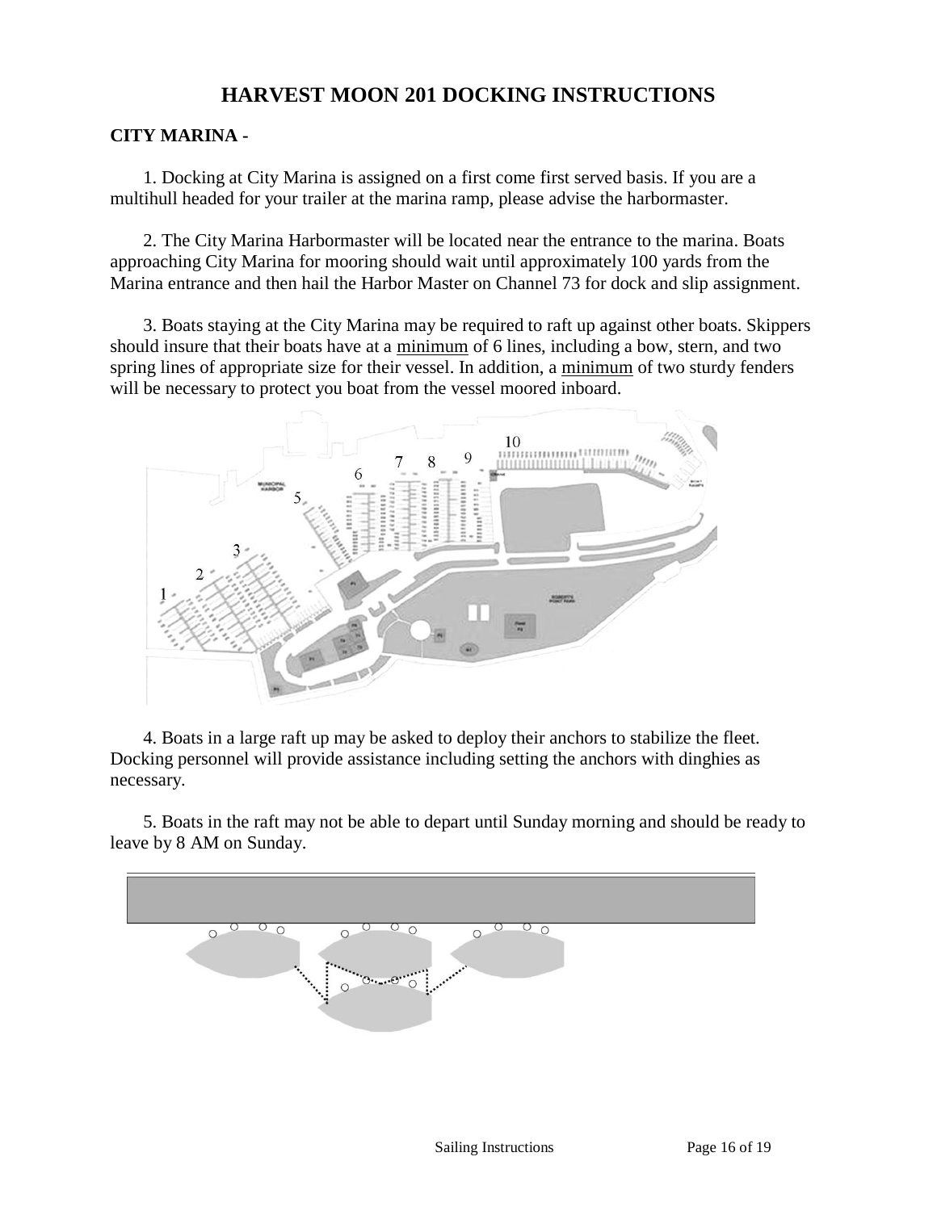# HARVEST MOON 201 DOCKING INSTRUCTIONS

## CITY MARINA -

1. Docking at City Marina is assigned on a first come first served basis. If you are a multihull headed for your trailer at the marina ramp, please advise the harbormaster.

2. The City Marina Harbormaster will be located near the entrance to the marina. Boats approaching City Marina for mooring should wait until approximately 100 yards from the Marina entrance and then hail the Harbor Master on Channel 73 for dock and slip assignment.

3. Boats staying at the City Marina may be required to raft up against other boats. Skippers should insure that their boats have at a minimum of 6 lines, including a bow, stern, and two spring lines of appropriate size for their vessel. In addition, a minimum of two sturdy fenders will be necessary to protect you boat from the vessel moored inboard.

4. Boats in a large raft up may be asked to deploy their anchors to stabilize the fleet. Docking personnel will provide assistance including setting the anchors with dinghies as necessary.

5. Boats in the raft may not be able to depart until Sunday morning and should be ready to leave by 8 AM on Sunday.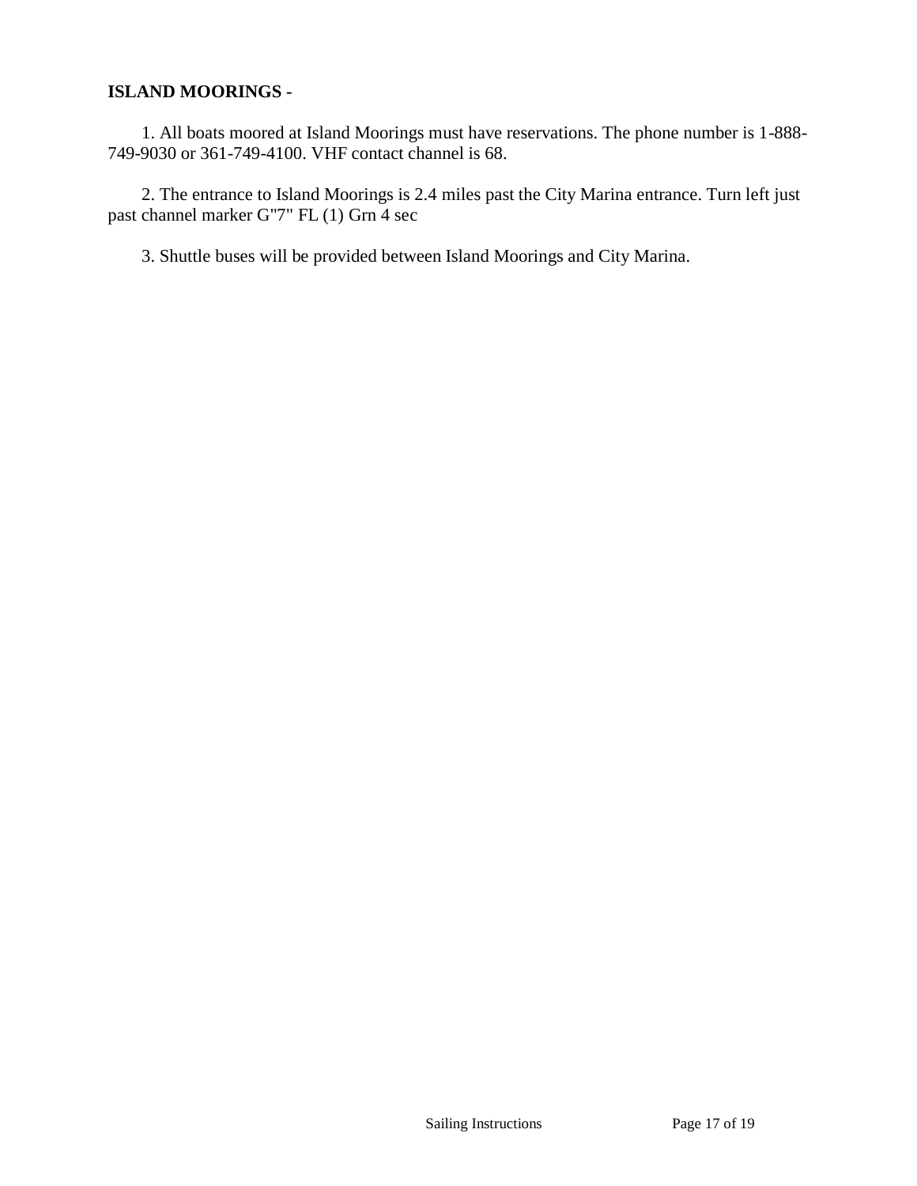**ISLAND MOORINGS -**

1. All boats moored at Island Moorings must have reservations. The phone number is 1-888-749-9030 or 361-749-4100. VHF contact channel is 68.

2. The entrance to Island Moorings is 2.4 miles past the City Marina entrance. Turn left just past channel marker G"7" FL (1) Grn 4 sec

3. Shuttle buses will be provided between Island Moorings and City Marina.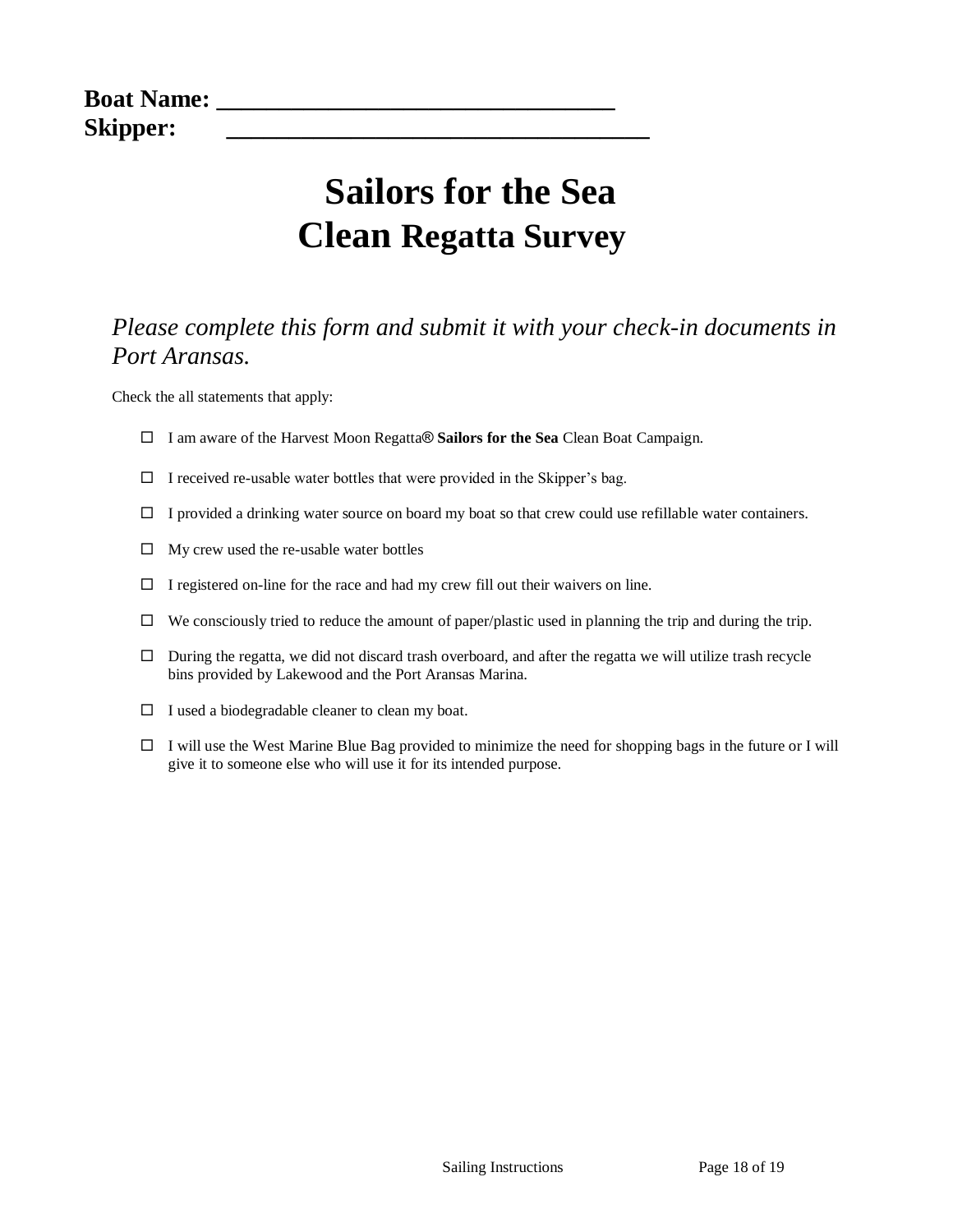**Boat Name:** ________________________________

**Skipper:** ________________________________

# Sailors for the Sea
# Clean Regatta Survey

*Please complete this form and submit it with your check-in documents in Port Aransas.*

Check the all statements that apply:

- ☐ I am aware of the Harvest Moon Regatta® **Sailors for the Sea** Clean Boat Campaign.
- ☐ I received re-usable water bottles that were provided in the Skipper's bag.
- ☐ I provided a drinking water source on board my boat so that crew could use refillable water containers.
- ☐ My crew used the re-usable water bottles
- ☐ I registered on-line for the race and had my crew fill out their waivers on line.
- ☐ We consciously tried to reduce the amount of paper/plastic used in planning the trip and during the trip.
- ☐ During the regatta, we did not discard trash overboard, and after the regatta we will utilize trash recycle bins provided by Lakewood and the Port Aransas Marina.
- ☐ I used a biodegradable cleaner to clean my boat.
- ☐ I will use the West Marine Blue Bag provided to minimize the need for shopping bags in the future or I will give it to someone else who will use it for its intended purpose.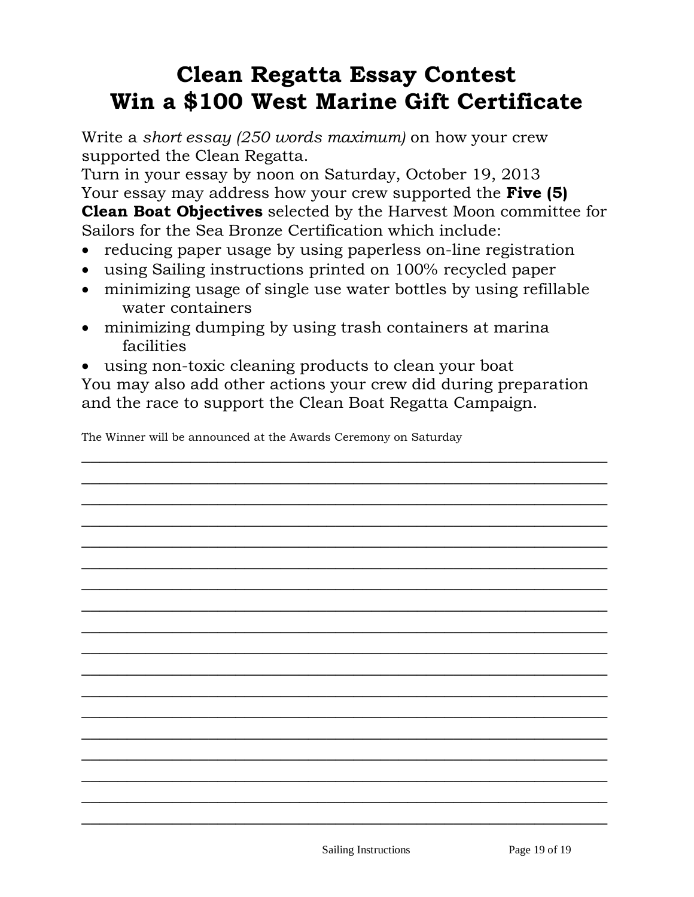# Clean Regatta Essay Contest
# Win a $100 West Marine Gift Certificate

Write a *short essay (250 words maximum)* on how your crew supported the Clean Regatta.
Turn in your essay by noon on Saturday, October 19, 2013
Your essay may address how your crew supported the **Five (5) Clean Boat Objectives** selected by the Harvest Moon committee for Sailors for the Sea Bronze Certification which include:

- reducing paper usage by using paperless on-line registration
- using Sailing instructions printed on 100% recycled paper
- minimizing usage of single use water bottles by using refillable water containers
- minimizing dumping by using trash containers at marina facilities
- using non-toxic cleaning products to clean your boat

You may also add other actions your crew did during preparation and the race to support the Clean Boat Regatta Campaign.

The Winner will be announced at the Awards Ceremony on Saturday

________________________________________________________________
________________________________________________________________
________________________________________________________________
________________________________________________________________
________________________________________________________________
________________________________________________________________
________________________________________________________________
________________________________________________________________
________________________________________________________________
________________________________________________________________
________________________________________________________________
________________________________________________________________
________________________________________________________________
________________________________________________________________
________________________________________________________________
________________________________________________________________
________________________________________________________________
________________________________________________________________